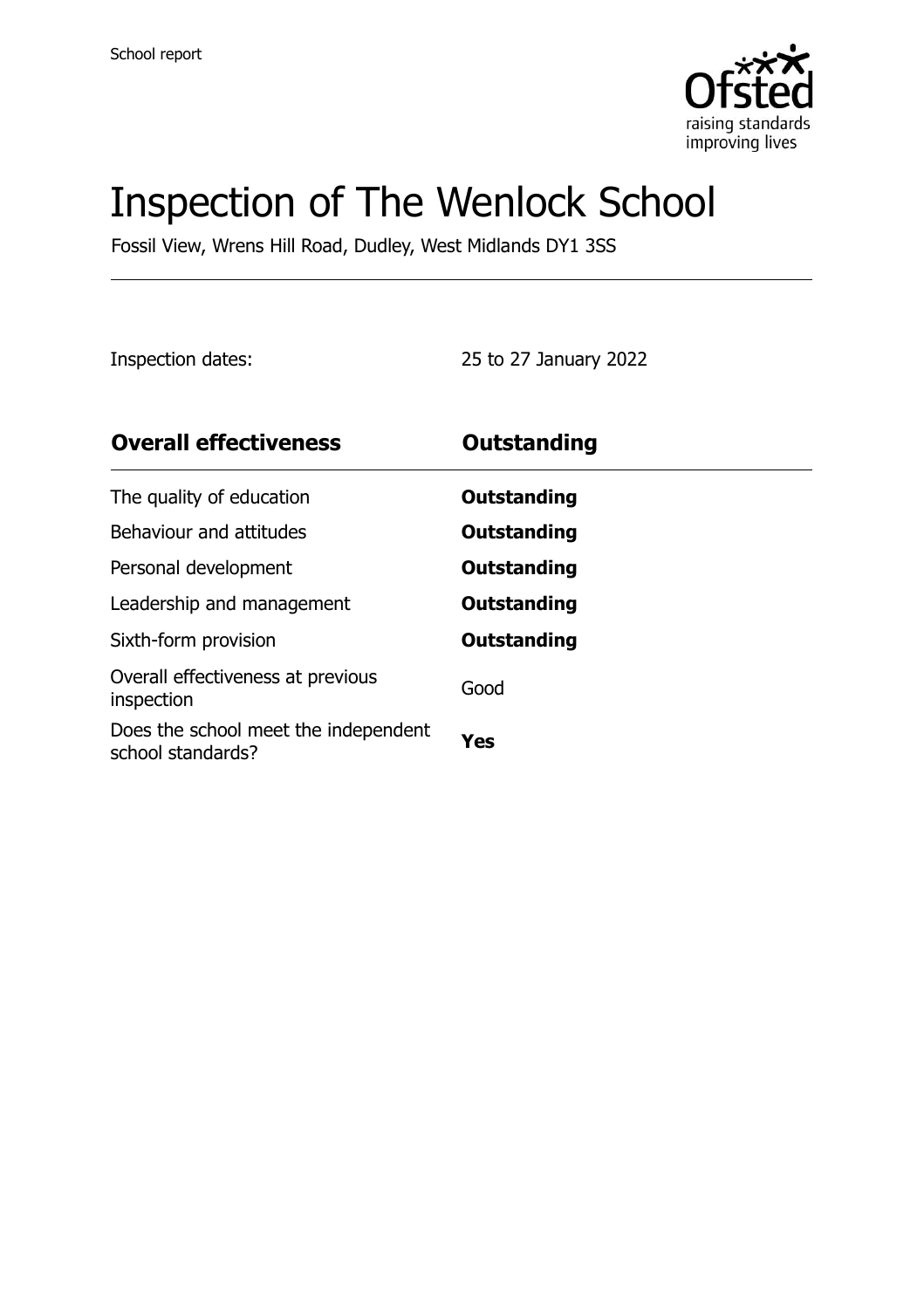School report

# Inspection of The Wenlock School

Fossil View, Wrens Hill Road, Dudley, West Midlands DY1 3SS

Inspection dates: 25 to 27 January 2022

| **Overall effectiveness** | **Outstanding** |
| --- | --- |
| The quality of education | **Outstanding** |
| Behaviour and attitudes | **Outstanding** |
| Personal development | **Outstanding** |
| Leadership and management | **Outstanding** |
| Sixth-form provision | **Outstanding** |
| Overall effectiveness at previous inspection | Good |
| Does the school meet the independent school standards? | **Yes** |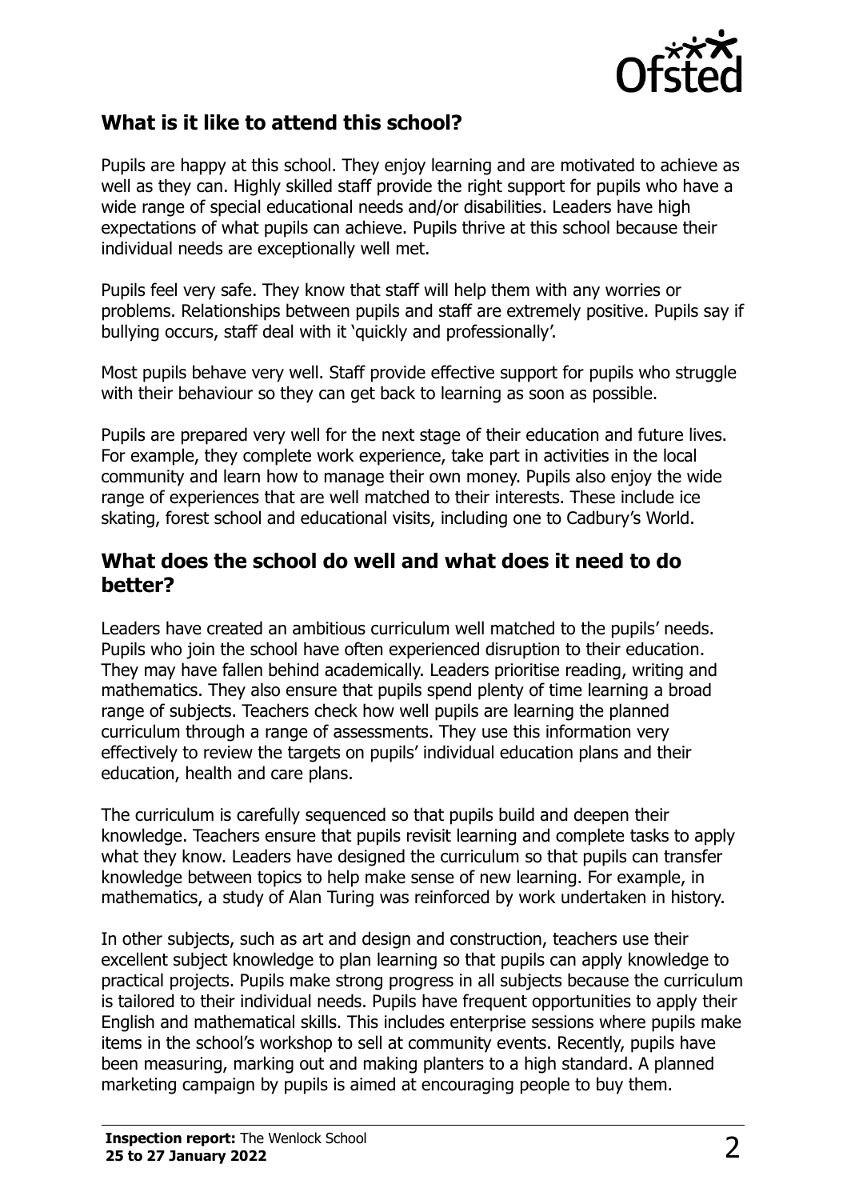## What is it like to attend this school?

Pupils are happy at this school. They enjoy learning and are motivated to achieve as well as they can. Highly skilled staff provide the right support for pupils who have a wide range of special educational needs and/or disabilities. Leaders have high expectations of what pupils can achieve. Pupils thrive at this school because their individual needs are exceptionally well met.

Pupils feel very safe. They know that staff will help them with any worries or problems. Relationships between pupils and staff are extremely positive. Pupils say if bullying occurs, staff deal with it 'quickly and professionally'.

Most pupils behave very well. Staff provide effective support for pupils who struggle with their behaviour so they can get back to learning as soon as possible.

Pupils are prepared very well for the next stage of their education and future lives. For example, they complete work experience, take part in activities in the local community and learn how to manage their own money. Pupils also enjoy the wide range of experiences that are well matched to their interests. These include ice skating, forest school and educational visits, including one to Cadbury's World.

## What does the school do well and what does it need to do better?

Leaders have created an ambitious curriculum well matched to the pupils' needs. Pupils who join the school have often experienced disruption to their education. They may have fallen behind academically. Leaders prioritise reading, writing and mathematics. They also ensure that pupils spend plenty of time learning a broad range of subjects. Teachers check how well pupils are learning the planned curriculum through a range of assessments. They use this information very effectively to review the targets on pupils' individual education plans and their education, health and care plans.

The curriculum is carefully sequenced so that pupils build and deepen their knowledge. Teachers ensure that pupils revisit learning and complete tasks to apply what they know. Leaders have designed the curriculum so that pupils can transfer knowledge between topics to help make sense of new learning. For example, in mathematics, a study of Alan Turing was reinforced by work undertaken in history.

In other subjects, such as art and design and construction, teachers use their excellent subject knowledge to plan learning so that pupils can apply knowledge to practical projects. Pupils make strong progress in all subjects because the curriculum is tailored to their individual needs. Pupils have frequent opportunities to apply their English and mathematical skills. This includes enterprise sessions where pupils make items in the school's workshop to sell at community events. Recently, pupils have been measuring, marking out and making planters to a high standard. A planned marketing campaign by pupils is aimed at encouraging people to buy them.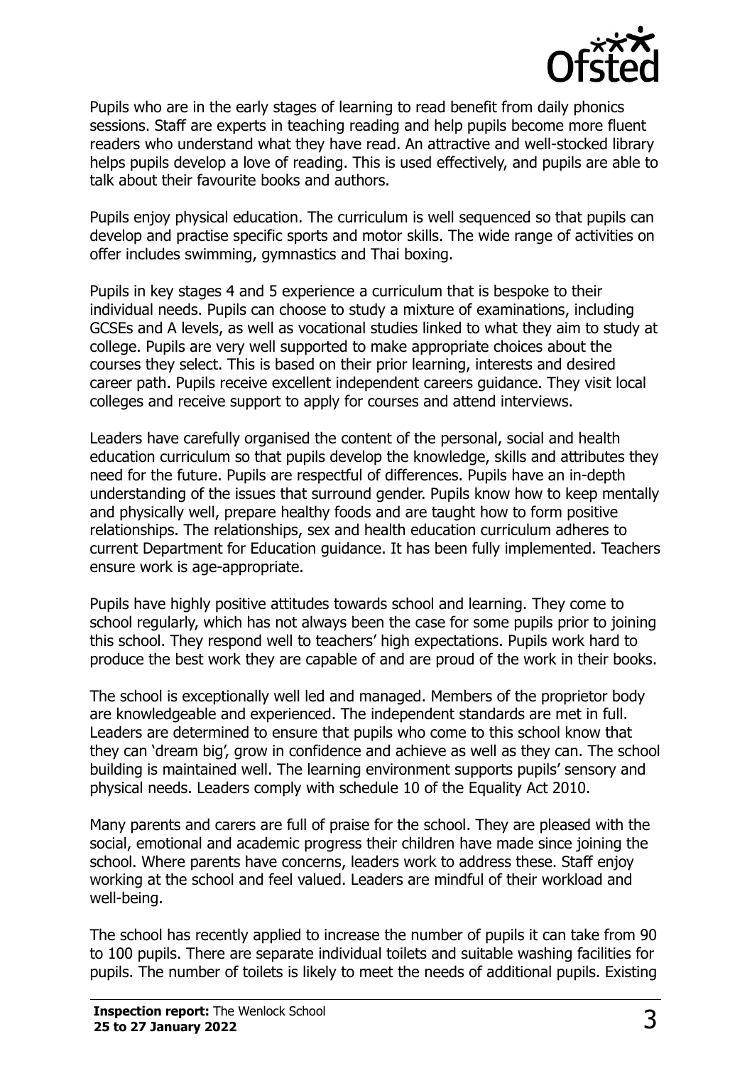Pupils who are in the early stages of learning to read benefit from daily phonics sessions. Staff are experts in teaching reading and help pupils become more fluent readers who understand what they have read. An attractive and well-stocked library helps pupils develop a love of reading. This is used effectively, and pupils are able to talk about their favourite books and authors.

Pupils enjoy physical education. The curriculum is well sequenced so that pupils can develop and practise specific sports and motor skills. The wide range of activities on offer includes swimming, gymnastics and Thai boxing.

Pupils in key stages 4 and 5 experience a curriculum that is bespoke to their individual needs. Pupils can choose to study a mixture of examinations, including GCSEs and A levels, as well as vocational studies linked to what they aim to study at college. Pupils are very well supported to make appropriate choices about the courses they select. This is based on their prior learning, interests and desired career path. Pupils receive excellent independent careers guidance. They visit local colleges and receive support to apply for courses and attend interviews.

Leaders have carefully organised the content of the personal, social and health education curriculum so that pupils develop the knowledge, skills and attributes they need for the future. Pupils are respectful of differences. Pupils have an in-depth understanding of the issues that surround gender. Pupils know how to keep mentally and physically well, prepare healthy foods and are taught how to form positive relationships. The relationships, sex and health education curriculum adheres to current Department for Education guidance. It has been fully implemented. Teachers ensure work is age-appropriate.

Pupils have highly positive attitudes towards school and learning. They come to school regularly, which has not always been the case for some pupils prior to joining this school. They respond well to teachers' high expectations. Pupils work hard to produce the best work they are capable of and are proud of the work in their books.

The school is exceptionally well led and managed. Members of the proprietor body are knowledgeable and experienced. The independent standards are met in full. Leaders are determined to ensure that pupils who come to this school know that they can 'dream big', grow in confidence and achieve as well as they can. The school building is maintained well. The learning environment supports pupils' sensory and physical needs. Leaders comply with schedule 10 of the Equality Act 2010.

Many parents and carers are full of praise for the school. They are pleased with the social, emotional and academic progress their children have made since joining the school. Where parents have concerns, leaders work to address these. Staff enjoy working at the school and feel valued. Leaders are mindful of their workload and well-being.

The school has recently applied to increase the number of pupils it can take from 90 to 100 pupils. There are separate individual toilets and suitable washing facilities for pupils. The number of toilets is likely to meet the needs of additional pupils. Existing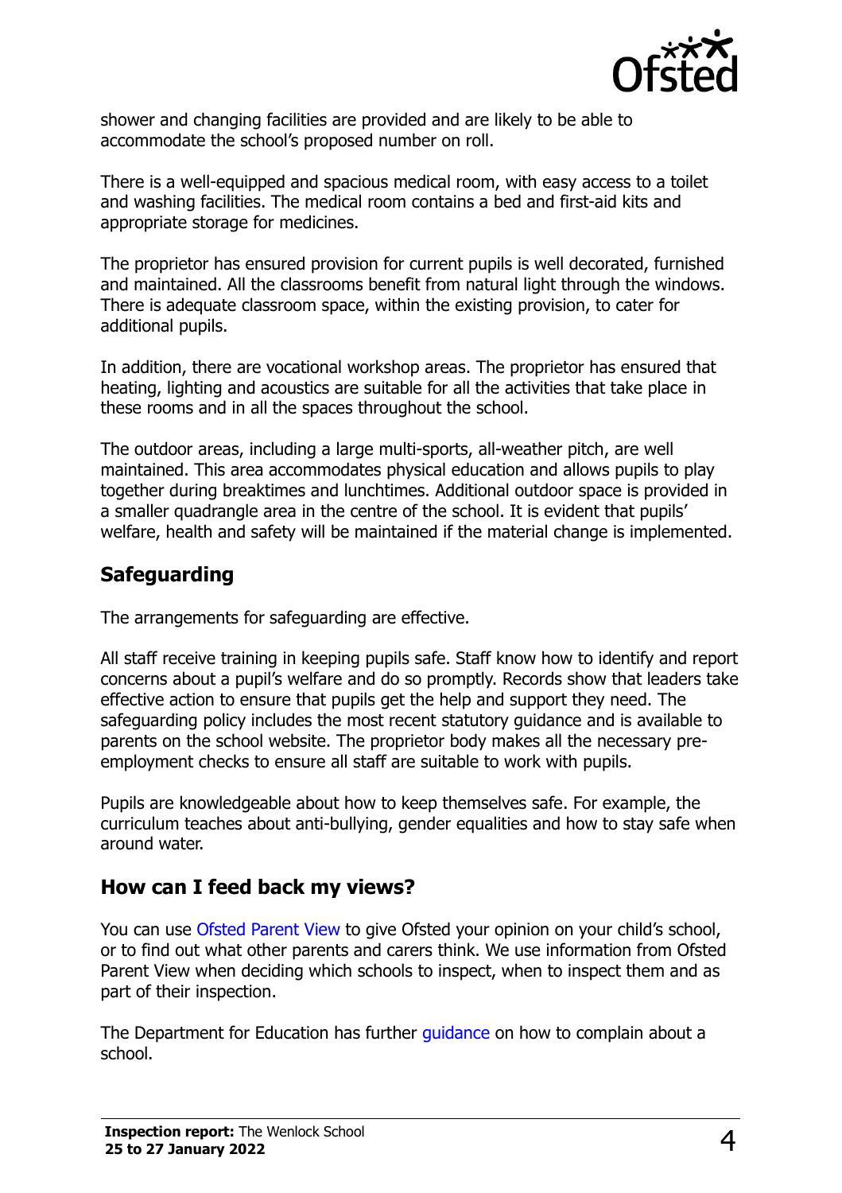shower and changing facilities are provided and are likely to be able to accommodate the school's proposed number on roll.

There is a well-equipped and spacious medical room, with easy access to a toilet and washing facilities. The medical room contains a bed and first-aid kits and appropriate storage for medicines.

The proprietor has ensured provision for current pupils is well decorated, furnished and maintained. All the classrooms benefit from natural light through the windows. There is adequate classroom space, within the existing provision, to cater for additional pupils.

In addition, there are vocational workshop areas. The proprietor has ensured that heating, lighting and acoustics are suitable for all the activities that take place in these rooms and in all the spaces throughout the school.

The outdoor areas, including a large multi-sports, all-weather pitch, are well maintained. This area accommodates physical education and allows pupils to play together during breaktimes and lunchtimes. Additional outdoor space is provided in a smaller quadrangle area in the centre of the school. It is evident that pupils' welfare, health and safety will be maintained if the material change is implemented.

## Safeguarding

The arrangements for safeguarding are effective.

All staff receive training in keeping pupils safe. Staff know how to identify and report concerns about a pupil's welfare and do so promptly. Records show that leaders take effective action to ensure that pupils get the help and support they need. The safeguarding policy includes the most recent statutory guidance and is available to parents on the school website. The proprietor body makes all the necessary pre-employment checks to ensure all staff are suitable to work with pupils.

Pupils are knowledgeable about how to keep themselves safe. For example, the curriculum teaches about anti-bullying, gender equalities and how to stay safe when around water.

## How can I feed back my views?

You can use Ofsted Parent View to give Ofsted your opinion on your child's school, or to find out what other parents and carers think. We use information from Ofsted Parent View when deciding which schools to inspect, when to inspect them and as part of their inspection.

The Department for Education has further guidance on how to complain about a school.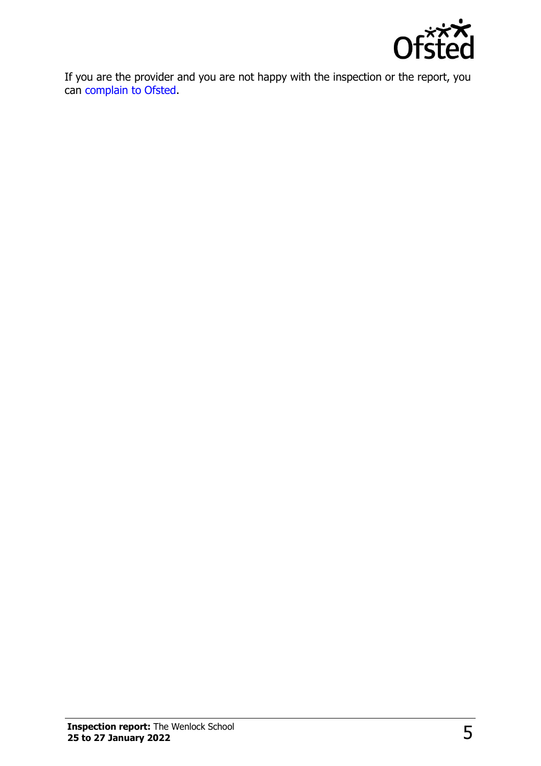If you are the provider and you are not happy with the inspection or the report, you can complain to Ofsted.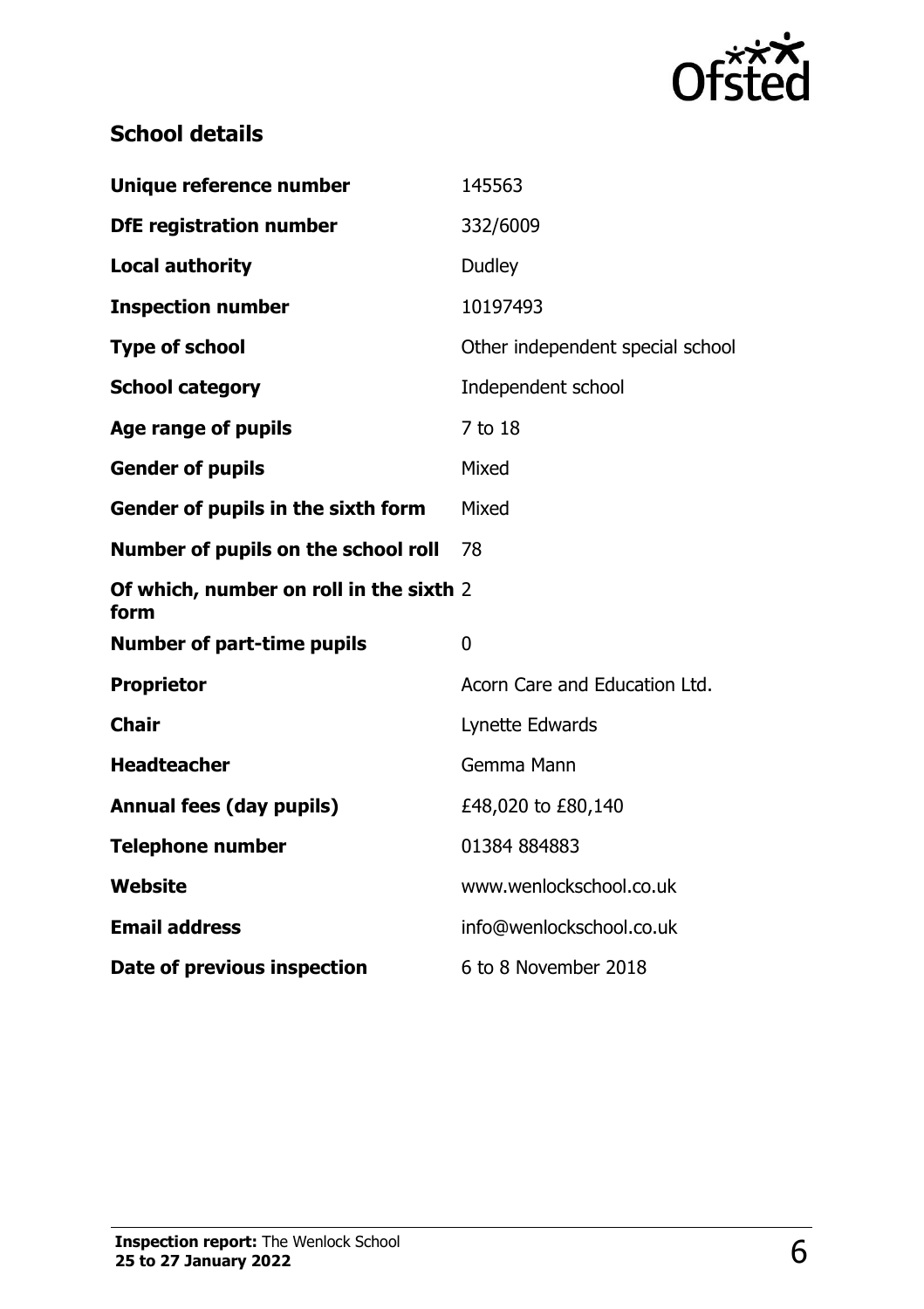## School details

| | |
|---|---|
| **Unique reference number** | 145563 |
| **DfE registration number** | 332/6009 |
| **Local authority** | Dudley |
| **Inspection number** | 10197493 |
| **Type of school** | Other independent special school |
| **School category** | Independent school |
| **Age range of pupils** | 7 to 18 |
| **Gender of pupils** | Mixed |
| **Gender of pupils in the sixth form** | Mixed |
| **Number of pupils on the school roll** | 78 |
| **Of which, number on roll in the sixth form** | 2 |
| **Number of part-time pupils** | 0 |
| **Proprietor** | Acorn Care and Education Ltd. |
| **Chair** | Lynette Edwards |
| **Headteacher** | Gemma Mann |
| **Annual fees (day pupils)** | £48,020 to £80,140 |
| **Telephone number** | 01384 884883 |
| **Website** | www.wenlockschool.co.uk |
| **Email address** | info@wenlockschool.co.uk |
| **Date of previous inspection** | 6 to 8 November 2018 |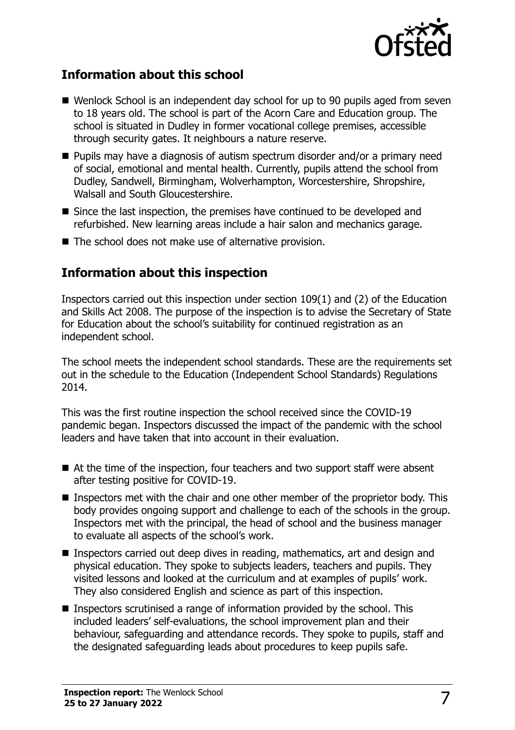## Information about this school

- Wenlock School is an independent day school for up to 90 pupils aged from seven to 18 years old. The school is part of the Acorn Care and Education group. The school is situated in Dudley in former vocational college premises, accessible through security gates. It neighbours a nature reserve.
- Pupils may have a diagnosis of autism spectrum disorder and/or a primary need of social, emotional and mental health. Currently, pupils attend the school from Dudley, Sandwell, Birmingham, Wolverhampton, Worcestershire, Shropshire, Walsall and South Gloucestershire.
- Since the last inspection, the premises have continued to be developed and refurbished. New learning areas include a hair salon and mechanics garage.
- The school does not make use of alternative provision.

## Information about this inspection

Inspectors carried out this inspection under section 109(1) and (2) of the Education and Skills Act 2008. The purpose of the inspection is to advise the Secretary of State for Education about the school's suitability for continued registration as an independent school.

The school meets the independent school standards. These are the requirements set out in the schedule to the Education (Independent School Standards) Regulations 2014.

This was the first routine inspection the school received since the COVID-19 pandemic began. Inspectors discussed the impact of the pandemic with the school leaders and have taken that into account in their evaluation.

- At the time of the inspection, four teachers and two support staff were absent after testing positive for COVID-19.
- Inspectors met with the chair and one other member of the proprietor body. This body provides ongoing support and challenge to each of the schools in the group. Inspectors met with the principal, the head of school and the business manager to evaluate all aspects of the school's work.
- Inspectors carried out deep dives in reading, mathematics, art and design and physical education. They spoke to subjects leaders, teachers and pupils. They visited lessons and looked at the curriculum and at examples of pupils' work. They also considered English and science as part of this inspection.
- Inspectors scrutinised a range of information provided by the school. This included leaders' self-evaluations, the school improvement plan and their behaviour, safeguarding and attendance records. They spoke to pupils, staff and the designated safeguarding leads about procedures to keep pupils safe.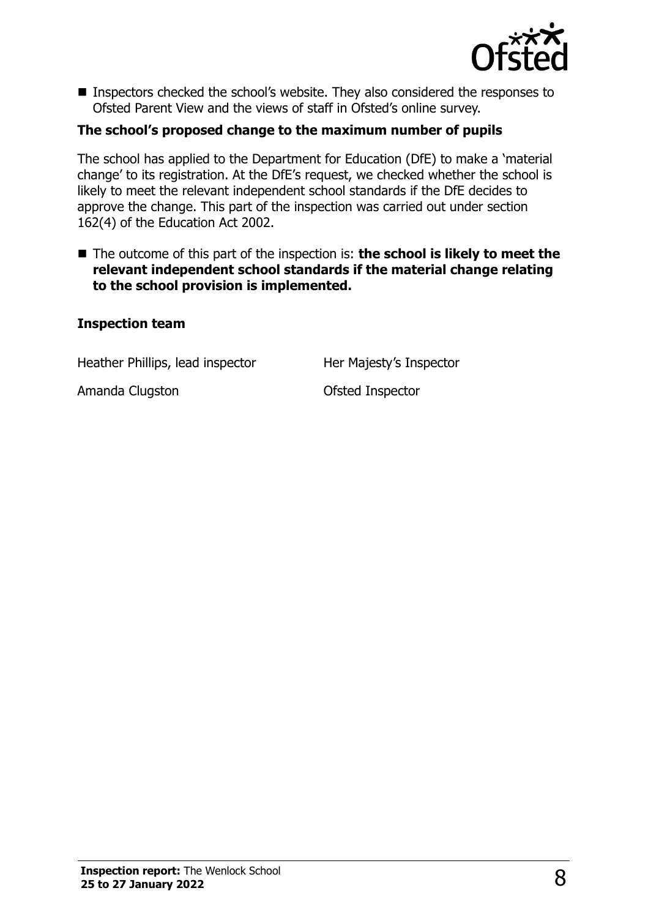- Inspectors checked the school's website. They also considered the responses to Ofsted Parent View and the views of staff in Ofsted's online survey.

**The school's proposed change to the maximum number of pupils**

The school has applied to the Department for Education (DfE) to make a 'material change' to its registration. At the DfE's request, we checked whether the school is likely to meet the relevant independent school standards if the DfE decides to approve the change. This part of the inspection was carried out under section 162(4) of the Education Act 2002.

- The outcome of this part of the inspection is: **the school is likely to meet the relevant independent school standards if the material change relating to the school provision is implemented.**

**Inspection team**

| | |
|---|---|
| Heather Phillips, lead inspector | Her Majesty's Inspector |
| Amanda Clugston | Ofsted Inspector |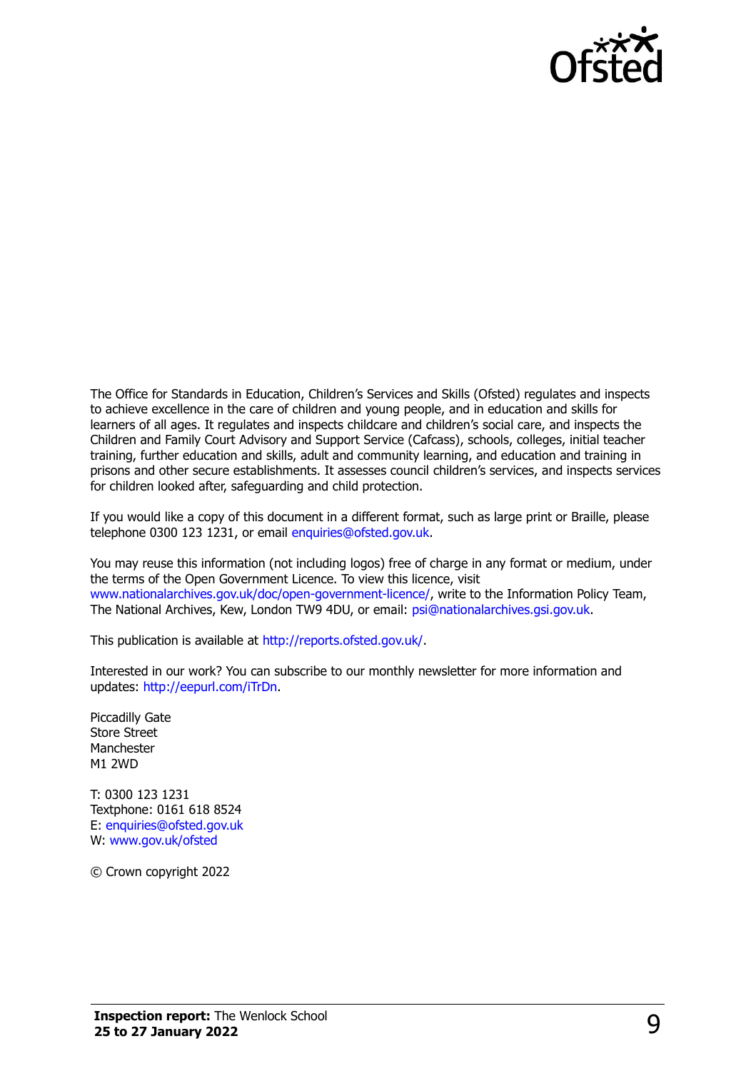The Office for Standards in Education, Children's Services and Skills (Ofsted) regulates and inspects to achieve excellence in the care of children and young people, and in education and skills for learners of all ages. It regulates and inspects childcare and children's social care, and inspects the Children and Family Court Advisory and Support Service (Cafcass), schools, colleges, initial teacher training, further education and skills, adult and community learning, and education and training in prisons and other secure establishments. It assesses council children's services, and inspects services for children looked after, safeguarding and child protection.

If you would like a copy of this document in a different format, such as large print or Braille, please telephone 0300 123 1231, or email enquiries@ofsted.gov.uk.

You may reuse this information (not including logos) free of charge in any format or medium, under the terms of the Open Government Licence. To view this licence, visit www.nationalarchives.gov.uk/doc/open-government-licence/, write to the Information Policy Team, The National Archives, Kew, London TW9 4DU, or email: psi@nationalarchives.gsi.gov.uk.

This publication is available at http://reports.ofsted.gov.uk/.

Interested in our work? You can subscribe to our monthly newsletter for more information and updates: http://eepurl.com/iTrDn.

Piccadilly Gate  
Store Street  
Manchester  
M1 2WD

T: 0300 123 1231  
Textphone: 0161 618 8524  
E: enquiries@ofsted.gov.uk  
W: www.gov.uk/ofsted

© Crown copyright 2022